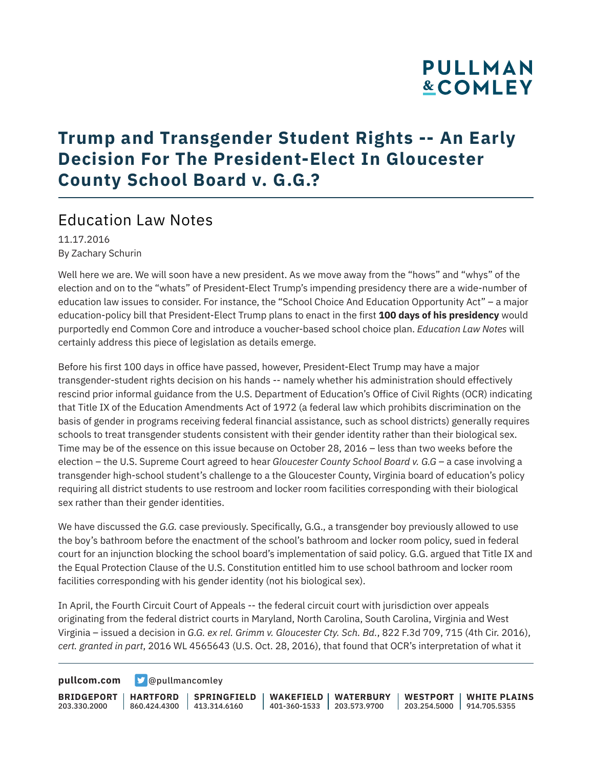# Trump and Transgender Student Rights -- An Early Decision For The President-Elect In Gloucester County School Board v. G.G.?

## Education Law Notes

11.17.2016
By Zachary Schurin

Well here we are. We will soon have a new president. As we move away from the "hows" and "whys" of the election and on to the "whats" of President-Elect Trump's impending presidency there are a wide-number of education law issues to consider. For instance, the "School Choice And Education Opportunity Act" – a major education-policy bill that President-Elect Trump plans to enact in the first **100 days of his presidency** would purportedly end Common Core and introduce a voucher-based school choice plan. *Education Law Notes* will certainly address this piece of legislation as details emerge.

Before his first 100 days in office have passed, however, President-Elect Trump may have a major transgender-student rights decision on his hands -- namely whether his administration should effectively rescind prior informal guidance from the U.S. Department of Education's Office of Civil Rights (OCR) indicating that Title IX of the Education Amendments Act of 1972 (a federal law which prohibits discrimination on the basis of gender in programs receiving federal financial assistance, such as school districts) generally requires schools to treat transgender students consistent with their gender identity rather than their biological sex. Time may be of the essence on this issue because on October 28, 2016 – less than two weeks before the election – the U.S. Supreme Court agreed to hear *Gloucester County School Board v. G.G* – a case involving a transgender high-school student's challenge to a the Gloucester County, Virginia board of education's policy requiring all district students to use restroom and locker room facilities corresponding with their biological sex rather than their gender identities.

We have discussed the *G.G.* case previously. Specifically, G.G., a transgender boy previously allowed to use the boy's bathroom before the enactment of the school's bathroom and locker room policy, sued in federal court for an injunction blocking the school board's implementation of said policy. G.G. argued that Title IX and the Equal Protection Clause of the U.S. Constitution entitled him to use school bathroom and locker room facilities corresponding with his gender identity (not his biological sex).

In April, the Fourth Circuit Court of Appeals -- the federal circuit court with jurisdiction over appeals originating from the federal district courts in Maryland, North Carolina, South Carolina, Virginia and West Virginia – issued a decision in *G.G. ex rel. Grimm v. Gloucester Cty. Sch. Bd.*, 822 F.3d 709, 715 (4th Cir. 2016), *cert. granted in part*, 2016 WL 4565643 (U.S. Oct. 28, 2016), that found that OCR's interpretation of what it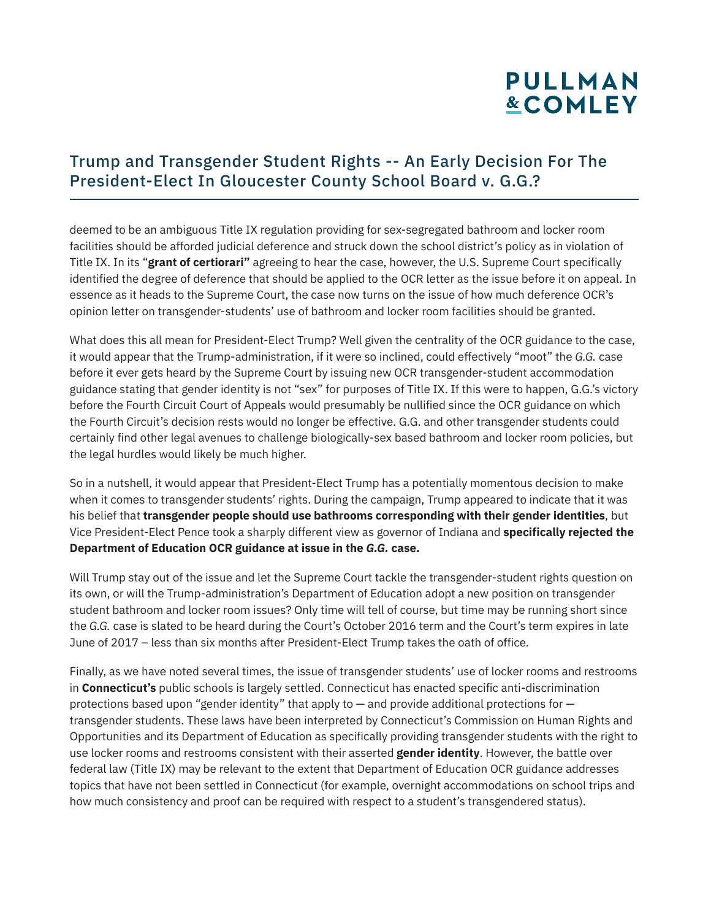deemed to be an ambiguous Title IX regulation providing for sex-segregated bathroom and locker room facilities should be afforded judicial deference and struck down the school district's policy as in violation of Title IX. In its "**grant of certiorari"** agreeing to hear the case, however, the U.S. Supreme Court specifically identified the degree of deference that should be applied to the OCR letter as the issue before it on appeal. In essence as it heads to the Supreme Court, the case now turns on the issue of how much deference OCR's opinion letter on transgender-students' use of bathroom and locker room facilities should be granted.

What does this all mean for President-Elect Trump? Well given the centrality of the OCR guidance to the case, it would appear that the Trump-administration, if it were so inclined, could effectively "moot" the *G.G.* case before it ever gets heard by the Supreme Court by issuing new OCR transgender-student accommodation guidance stating that gender identity is not "sex" for purposes of Title IX. If this were to happen, G.G.'s victory before the Fourth Circuit Court of Appeals would presumably be nullified since the OCR guidance on which the Fourth Circuit's decision rests would no longer be effective. G.G. and other transgender students could certainly find other legal avenues to challenge biologically-sex based bathroom and locker room policies, but the legal hurdles would likely be much higher.

So in a nutshell, it would appear that President-Elect Trump has a potentially momentous decision to make when it comes to transgender students' rights. During the campaign, Trump appeared to indicate that it was his belief that **transgender people should use bathrooms corresponding with their gender identities**, but Vice President-Elect Pence took a sharply different view as governor of Indiana and **specifically rejected the Department of Education OCR guidance at issue in the *G.G.* case.**

Will Trump stay out of the issue and let the Supreme Court tackle the transgender-student rights question on its own, or will the Trump-administration's Department of Education adopt a new position on transgender student bathroom and locker room issues? Only time will tell of course, but time may be running short since the *G.G.* case is slated to be heard during the Court's October 2016 term and the Court's term expires in late June of 2017 – less than six months after President-Elect Trump takes the oath of office.

Finally, as we have noted several times, the issue of transgender students' use of locker rooms and restrooms in **Connecticut's** public schools is largely settled. Connecticut has enacted specific anti-discrimination protections based upon "gender identity" that apply to — and provide additional protections for — transgender students. These laws have been interpreted by Connecticut's Commission on Human Rights and Opportunities and its Department of Education as specifically providing transgender students with the right to use locker rooms and restrooms consistent with their asserted **gender identity**. However, the battle over federal law (Title IX) may be relevant to the extent that Department of Education OCR guidance addresses topics that have not been settled in Connecticut (for example, overnight accommodations on school trips and how much consistency and proof can be required with respect to a student's transgendered status).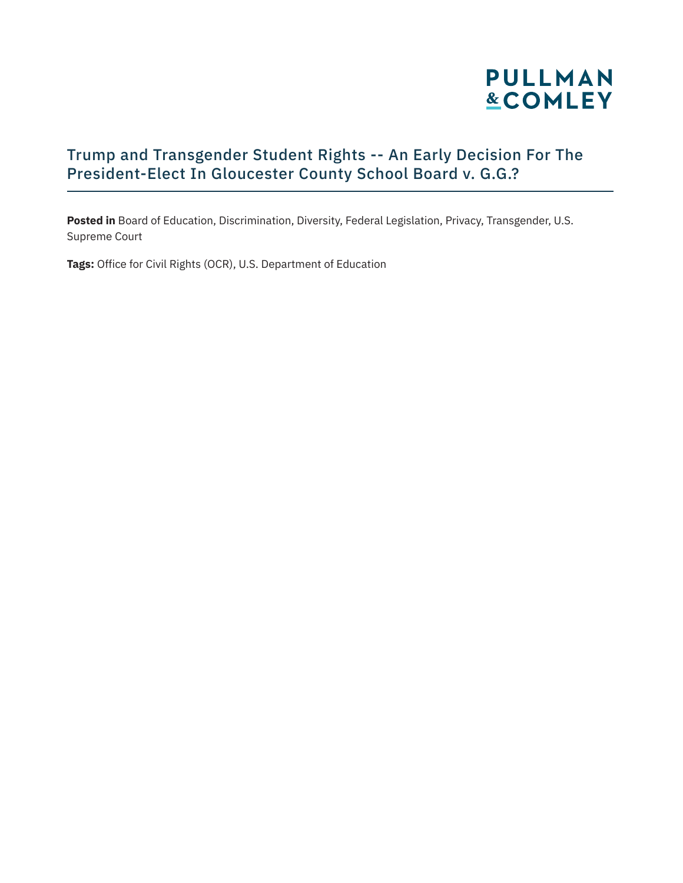PULLMAN & COMLEY

## Trump and Transgender Student Rights -- An Early Decision For The President-Elect In Gloucester County School Board v. G.G.?

**Posted in** Board of Education, Discrimination, Diversity, Federal Legislation, Privacy, Transgender, U.S. Supreme Court

**Tags:** Office for Civil Rights (OCR), U.S. Department of Education